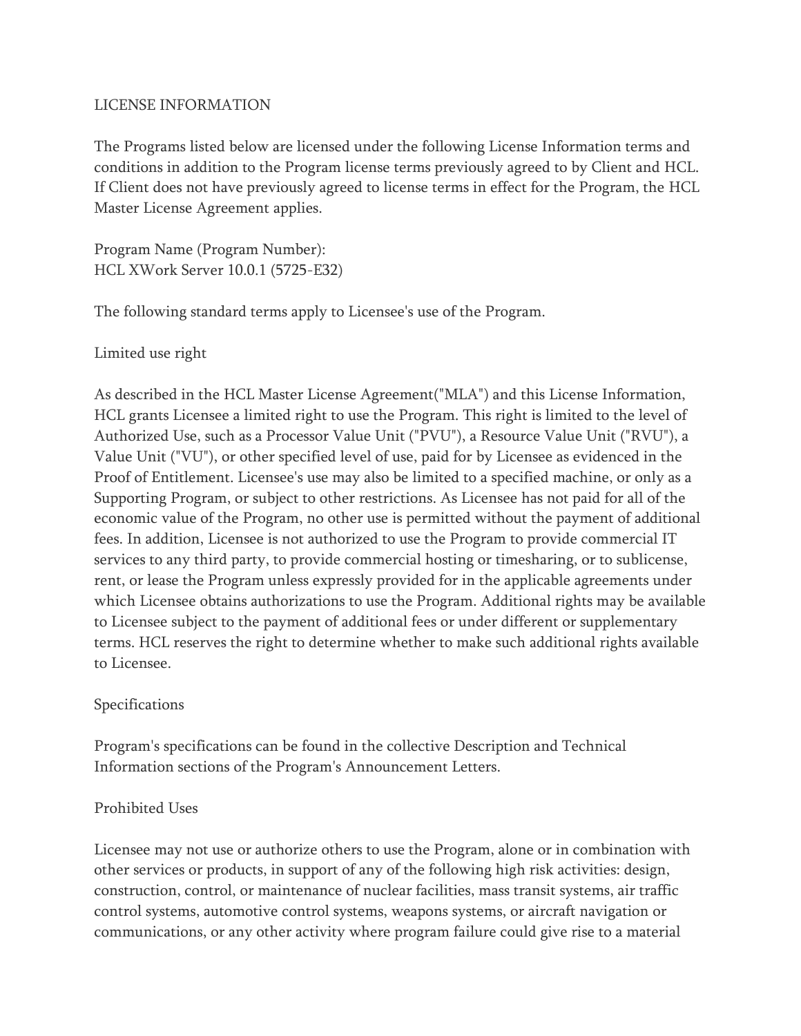# LICENSE INFORMATION

The Programs listed below are licensed under the following License Information terms and conditions in addition to the Program license terms previously agreed to by Client and HCL. If Client does not have previously agreed to license terms in effect for the Program, the HCL Master License Agreement applies.

Program Name (Program Number):
HCL XWork Server 10.0.1 (5725-E32)

The following standard terms apply to Licensee's use of the Program.

## Limited use right

As described in the HCL Master License Agreement("MLA") and this License Information, HCL grants Licensee a limited right to use the Program. This right is limited to the level of Authorized Use, such as a Processor Value Unit ("PVU"), a Resource Value Unit ("RVU"), a Value Unit ("VU"), or other specified level of use, paid for by Licensee as evidenced in the Proof of Entitlement. Licensee's use may also be limited to a specified machine, or only as a Supporting Program, or subject to other restrictions. As Licensee has not paid for all of the economic value of the Program, no other use is permitted without the payment of additional fees. In addition, Licensee is not authorized to use the Program to provide commercial IT services to any third party, to provide commercial hosting or timesharing, or to sublicense, rent, or lease the Program unless expressly provided for in the applicable agreements under which Licensee obtains authorizations to use the Program. Additional rights may be available to Licensee subject to the payment of additional fees or under different or supplementary terms. HCL reserves the right to determine whether to make such additional rights available to Licensee.

## Specifications

Program's specifications can be found in the collective Description and Technical Information sections of the Program's Announcement Letters.

## Prohibited Uses

Licensee may not use or authorize others to use the Program, alone or in combination with other services or products, in support of any of the following high risk activities: design, construction, control, or maintenance of nuclear facilities, mass transit systems, air traffic control systems, automotive control systems, weapons systems, or aircraft navigation or communications, or any other activity where program failure could give rise to a material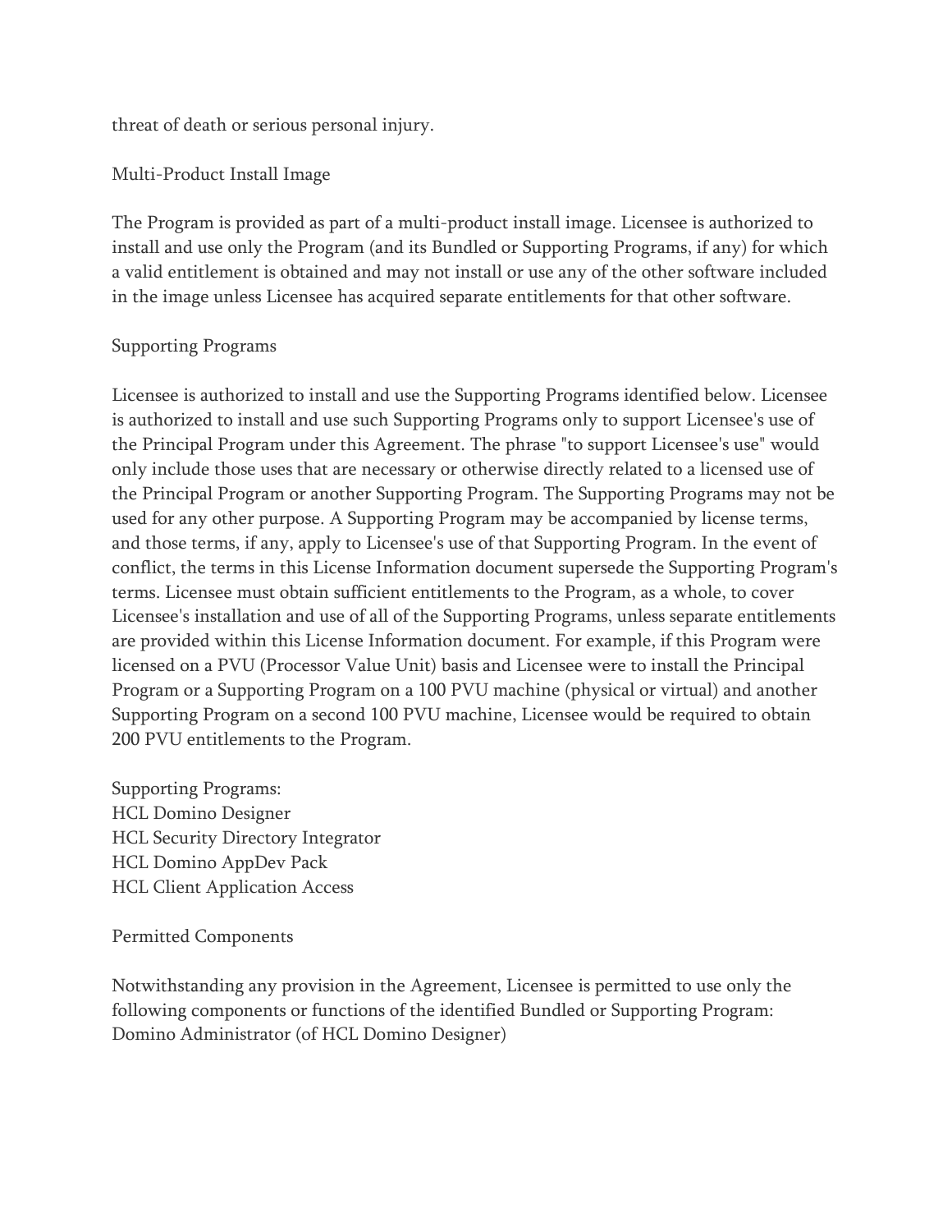threat of death or serious personal injury.

## Multi-Product Install Image

The Program is provided as part of a multi-product install image. Licensee is authorized to install and use only the Program (and its Bundled or Supporting Programs, if any) for which a valid entitlement is obtained and may not install or use any of the other software included in the image unless Licensee has acquired separate entitlements for that other software.

## Supporting Programs

Licensee is authorized to install and use the Supporting Programs identified below. Licensee is authorized to install and use such Supporting Programs only to support Licensee's use of the Principal Program under this Agreement. The phrase "to support Licensee's use" would only include those uses that are necessary or otherwise directly related to a licensed use of the Principal Program or another Supporting Program. The Supporting Programs may not be used for any other purpose. A Supporting Program may be accompanied by license terms, and those terms, if any, apply to Licensee's use of that Supporting Program. In the event of conflict, the terms in this License Information document supersede the Supporting Program's terms. Licensee must obtain sufficient entitlements to the Program, as a whole, to cover Licensee's installation and use of all of the Supporting Programs, unless separate entitlements are provided within this License Information document. For example, if this Program were licensed on a PVU (Processor Value Unit) basis and Licensee were to install the Principal Program or a Supporting Program on a 100 PVU machine (physical or virtual) and another Supporting Program on a second 100 PVU machine, Licensee would be required to obtain 200 PVU entitlements to the Program.

Supporting Programs:
HCL Domino Designer
HCL Security Directory Integrator
HCL Domino AppDev Pack
HCL Client Application Access

## Permitted Components

Notwithstanding any provision in the Agreement, Licensee is permitted to use only the following components or functions of the identified Bundled or Supporting Program:
Domino Administrator (of HCL Domino Designer)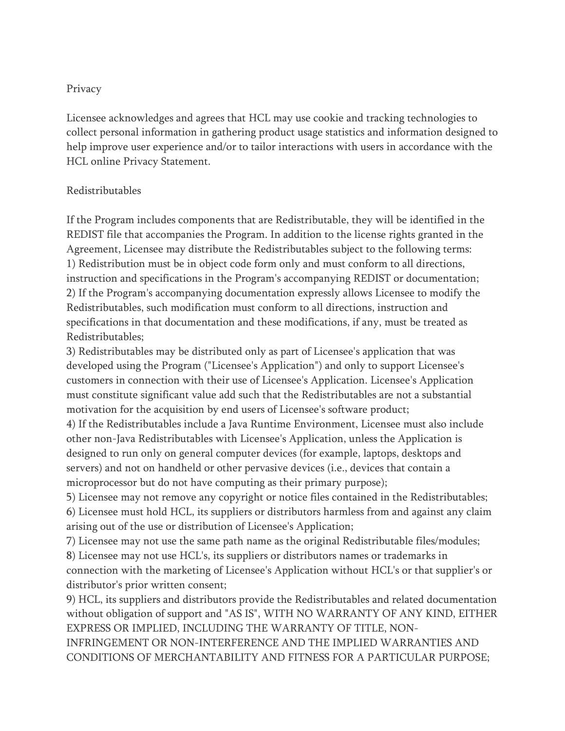## Privacy

Licensee acknowledges and agrees that HCL may use cookie and tracking technologies to collect personal information in gathering product usage statistics and information designed to help improve user experience and/or to tailor interactions with users in accordance with the HCL online Privacy Statement.

## Redistributables

If the Program includes components that are Redistributable, they will be identified in the REDIST file that accompanies the Program. In addition to the license rights granted in the Agreement, Licensee may distribute the Redistributables subject to the following terms:

1) Redistribution must be in object code form only and must conform to all directions, instruction and specifications in the Program's accompanying REDIST or documentation;

2) If the Program's accompanying documentation expressly allows Licensee to modify the Redistributables, such modification must conform to all directions, instruction and specifications in that documentation and these modifications, if any, must be treated as Redistributables;

3) Redistributables may be distributed only as part of Licensee's application that was developed using the Program ("Licensee's Application") and only to support Licensee's customers in connection with their use of Licensee's Application. Licensee's Application must constitute significant value add such that the Redistributables are not a substantial motivation for the acquisition by end users of Licensee's software product;

4) If the Redistributables include a Java Runtime Environment, Licensee must also include other non-Java Redistributables with Licensee's Application, unless the Application is designed to run only on general computer devices (for example, laptops, desktops and servers) and not on handheld or other pervasive devices (i.e., devices that contain a microprocessor but do not have computing as their primary purpose);

5) Licensee may not remove any copyright or notice files contained in the Redistributables;

6) Licensee must hold HCL, its suppliers or distributors harmless from and against any claim arising out of the use or distribution of Licensee's Application;

7) Licensee may not use the same path name as the original Redistributable files/modules;

8) Licensee may not use HCL's, its suppliers or distributors names or trademarks in connection with the marketing of Licensee's Application without HCL's or that supplier's or distributor's prior written consent;

9) HCL, its suppliers and distributors provide the Redistributables and related documentation without obligation of support and "AS IS", WITH NO WARRANTY OF ANY KIND, EITHER EXPRESS OR IMPLIED, INCLUDING THE WARRANTY OF TITLE, NON-INFRINGEMENT OR NON-INTERFERENCE AND THE IMPLIED WARRANTIES AND CONDITIONS OF MERCHANTABILITY AND FITNESS FOR A PARTICULAR PURPOSE;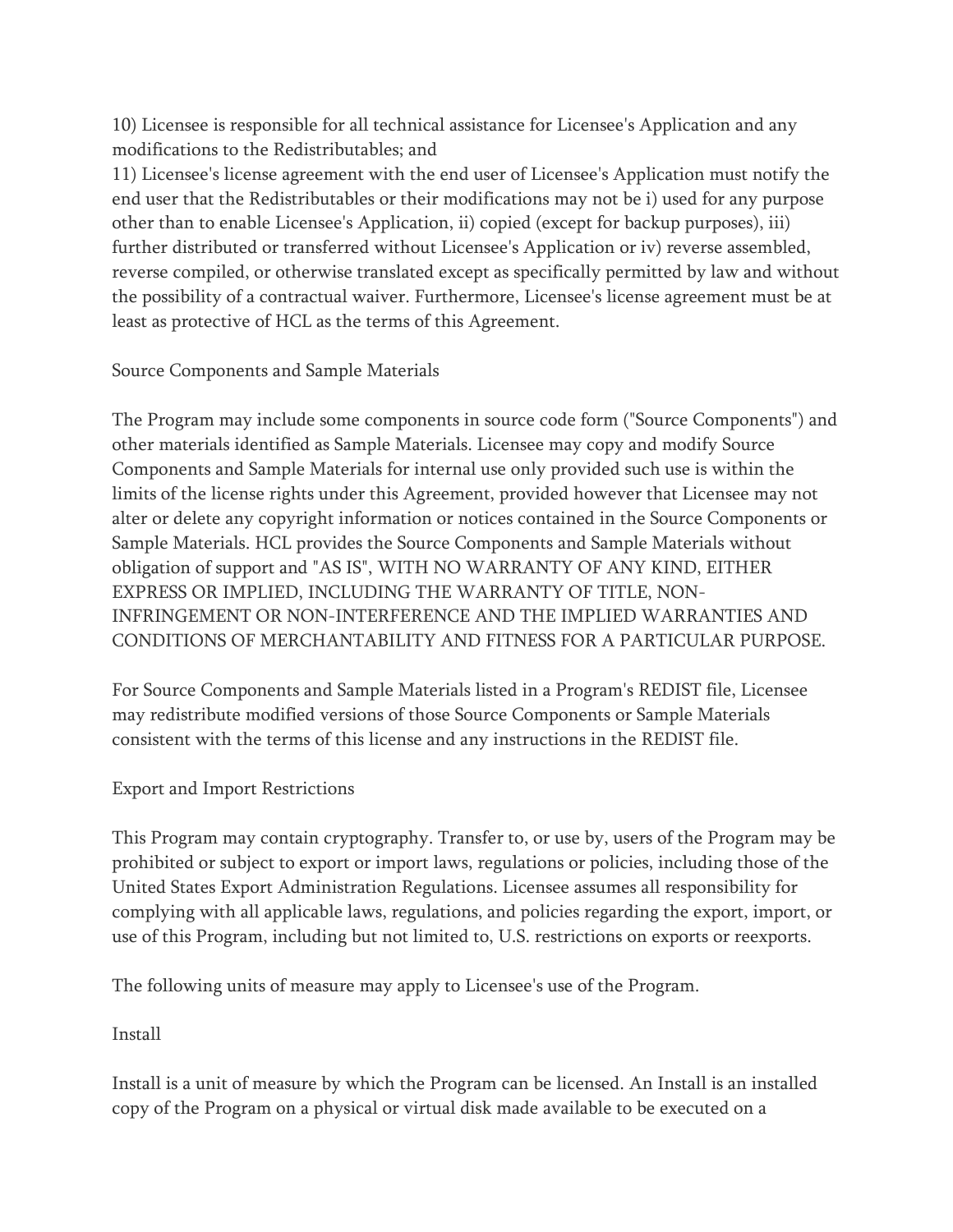10) Licensee is responsible for all technical assistance for Licensee's Application and any modifications to the Redistributables; and

11) Licensee's license agreement with the end user of Licensee's Application must notify the end user that the Redistributables or their modifications may not be i) used for any purpose other than to enable Licensee's Application, ii) copied (except for backup purposes), iii) further distributed or transferred without Licensee's Application or iv) reverse assembled, reverse compiled, or otherwise translated except as specifically permitted by law and without the possibility of a contractual waiver. Furthermore, Licensee's license agreement must be at least as protective of HCL as the terms of this Agreement.

## Source Components and Sample Materials

The Program may include some components in source code form ("Source Components") and other materials identified as Sample Materials. Licensee may copy and modify Source Components and Sample Materials for internal use only provided such use is within the limits of the license rights under this Agreement, provided however that Licensee may not alter or delete any copyright information or notices contained in the Source Components or Sample Materials. HCL provides the Source Components and Sample Materials without obligation of support and "AS IS", WITH NO WARRANTY OF ANY KIND, EITHER EXPRESS OR IMPLIED, INCLUDING THE WARRANTY OF TITLE, NON-INFRINGEMENT OR NON-INTERFERENCE AND THE IMPLIED WARRANTIES AND CONDITIONS OF MERCHANTABILITY AND FITNESS FOR A PARTICULAR PURPOSE.

For Source Components and Sample Materials listed in a Program's REDIST file, Licensee may redistribute modified versions of those Source Components or Sample Materials consistent with the terms of this license and any instructions in the REDIST file.

## Export and Import Restrictions

This Program may contain cryptography. Transfer to, or use by, users of the Program may be prohibited or subject to export or import laws, regulations or policies, including those of the United States Export Administration Regulations. Licensee assumes all responsibility for complying with all applicable laws, regulations, and policies regarding the export, import, or use of this Program, including but not limited to, U.S. restrictions on exports or reexports.

The following units of measure may apply to Licensee's use of the Program.

## Install

Install is a unit of measure by which the Program can be licensed. An Install is an installed copy of the Program on a physical or virtual disk made available to be executed on a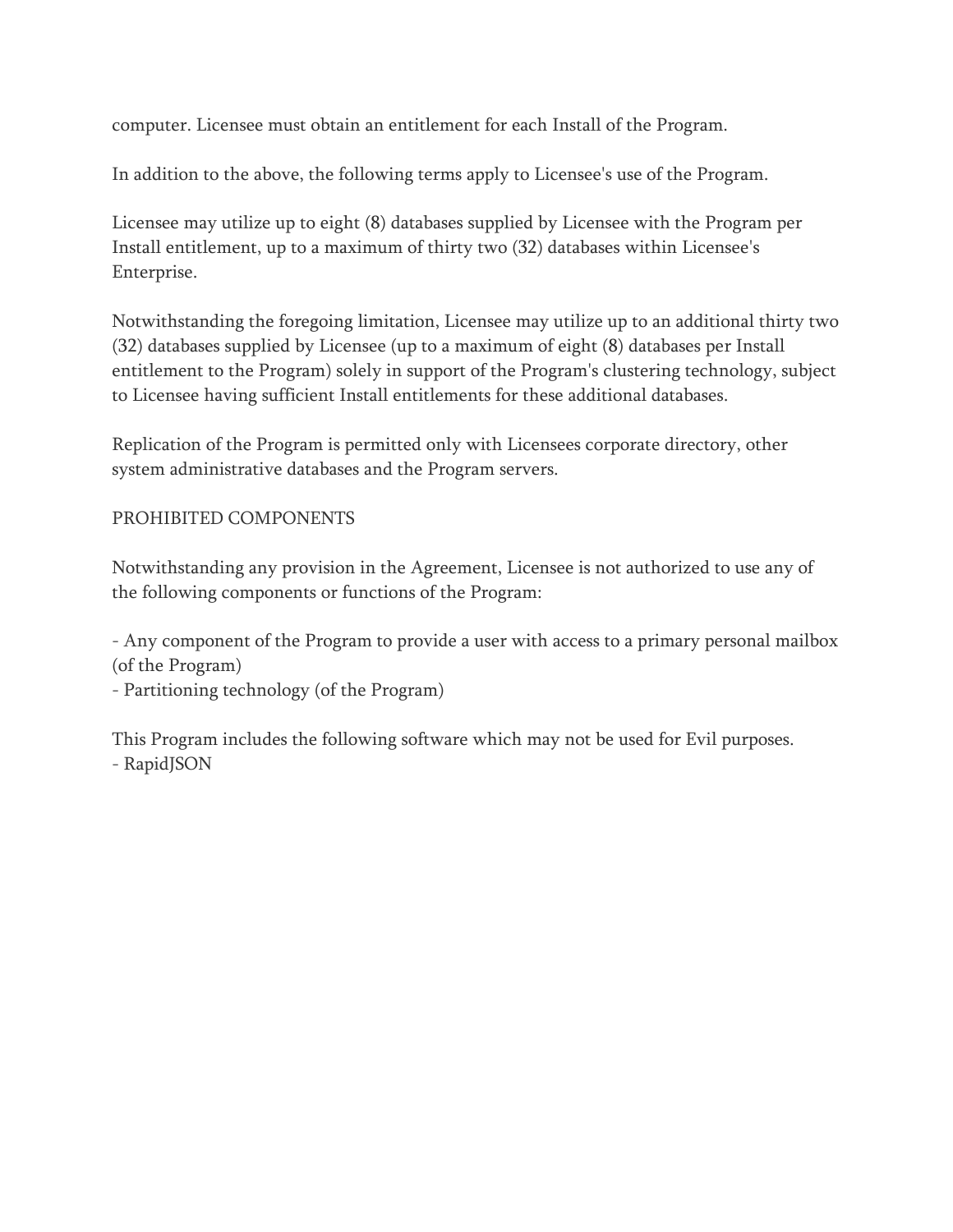computer. Licensee must obtain an entitlement for each Install of the Program.

In addition to the above, the following terms apply to Licensee's use of the Program.

Licensee may utilize up to eight (8) databases supplied by Licensee with the Program per Install entitlement, up to a maximum of thirty two (32) databases within Licensee's Enterprise.

Notwithstanding the foregoing limitation, Licensee may utilize up to an additional thirty two (32) databases supplied by Licensee (up to a maximum of eight (8) databases per Install entitlement to the Program) solely in support of the Program's clustering technology, subject to Licensee having sufficient Install entitlements for these additional databases.

Replication of the Program is permitted only with Licensees corporate directory, other system administrative databases and the Program servers.

PROHIBITED COMPONENTS

Notwithstanding any provision in the Agreement, Licensee is not authorized to use any of the following components or functions of the Program:

- Any component of the Program to provide a user with access to a primary personal mailbox (of the Program)
- Partitioning technology (of the Program)

This Program includes the following software which may not be used for Evil purposes.
- RapidJSON